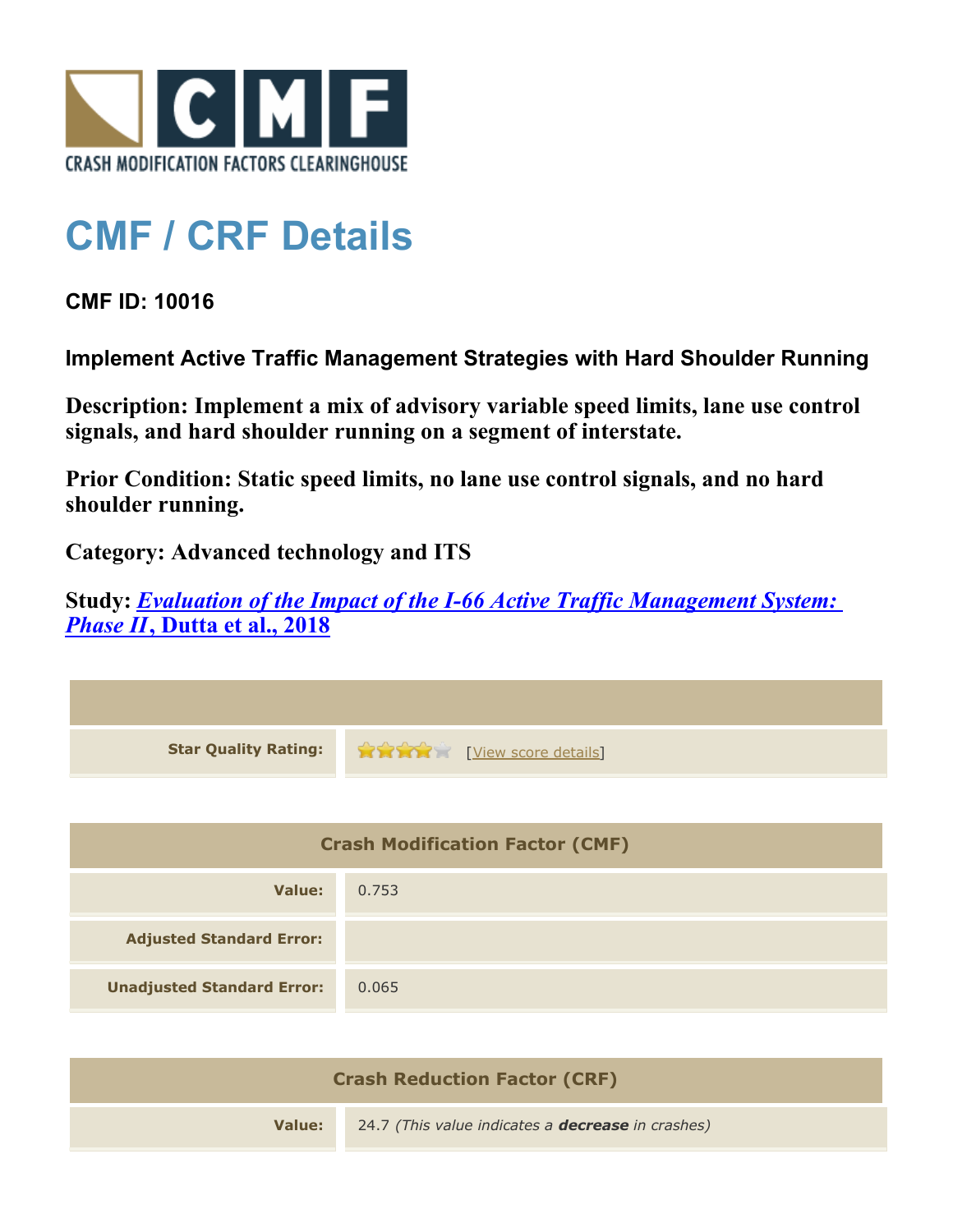# CMF / CRF Details

**CMF ID: 10016**

**Implement Active Traffic Management Strategies with Hard Shoulder Running**

**Description: Implement a mix of advisory variable speed limits, lane use control signals, and hard shoulder running on a segment of interstate.**

**Prior Condition: Static speed limits, no lane use control signals, and no hard shoulder running.**

**Category: Advanced technology and ITS**

**Study: *Evaluation of the Impact of the I-66 Active Traffic Management System: Phase II*, Dutta et al., 2018**

| | |
|---|---|
| **Star Quality Rating:** | 4 of 5 stars [View score details] |

| Crash Modification Factor (CMF) | |
|---|---|
| **Value:** | 0.753 |
| **Adjusted Standard Error:** | |
| **Unadjusted Standard Error:** | 0.065 |

| Crash Reduction Factor (CRF) | |
|---|---|
| **Value:** | 24.7 *(This value indicates a **decrease** in crashes)* |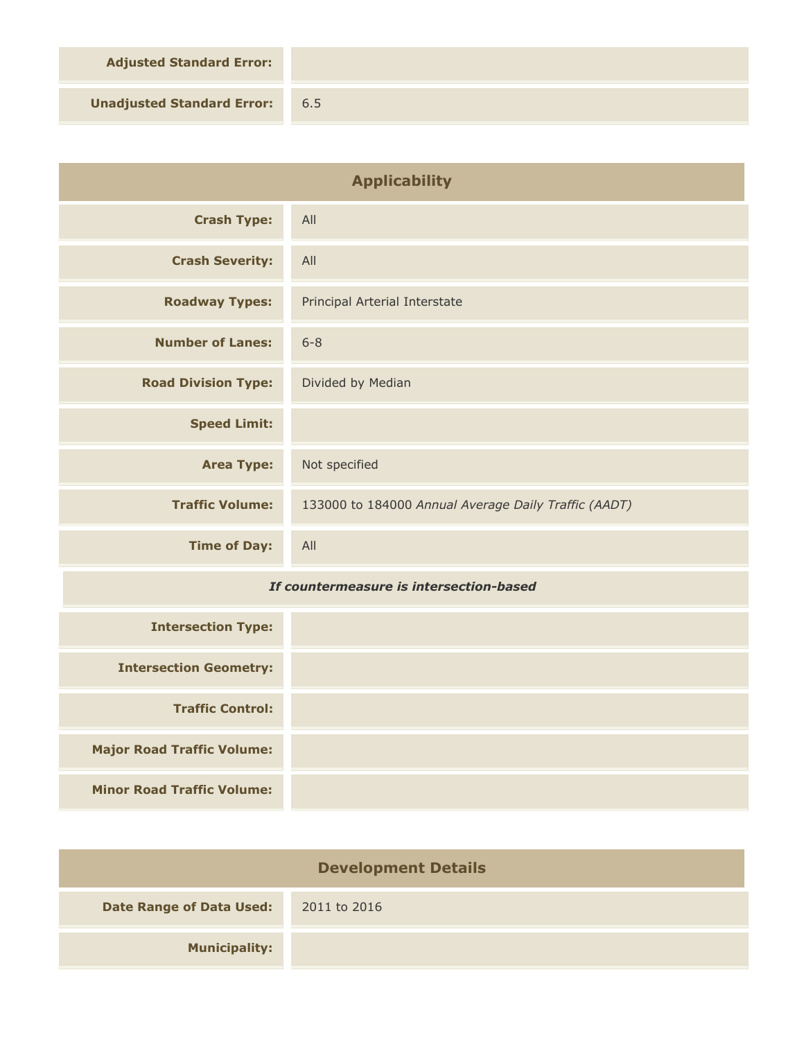| | |
|---|---|
| **Adjusted Standard Error:** | |
| **Unadjusted Standard Error:** | 6.5 |

## Applicability

| | |
|---|---|
| **Crash Type:** | All |
| **Crash Severity:** | All |
| **Roadway Types:** | Principal Arterial Interstate |
| **Number of Lanes:** | 6-8 |
| **Road Division Type:** | Divided by Median |
| **Speed Limit:** | |
| **Area Type:** | Not specified |
| **Traffic Volume:** | 133000 to 184000 *Annual Average Daily Traffic (AADT)* |
| **Time of Day:** | All |

***If countermeasure is intersection-based***

| | |
|---|---|
| **Intersection Type:** | |
| **Intersection Geometry:** | |
| **Traffic Control:** | |
| **Major Road Traffic Volume:** | |
| **Minor Road Traffic Volume:** | |

## Development Details

| | |
|---|---|
| **Date Range of Data Used:** | 2011 to 2016 |
| **Municipality:** | |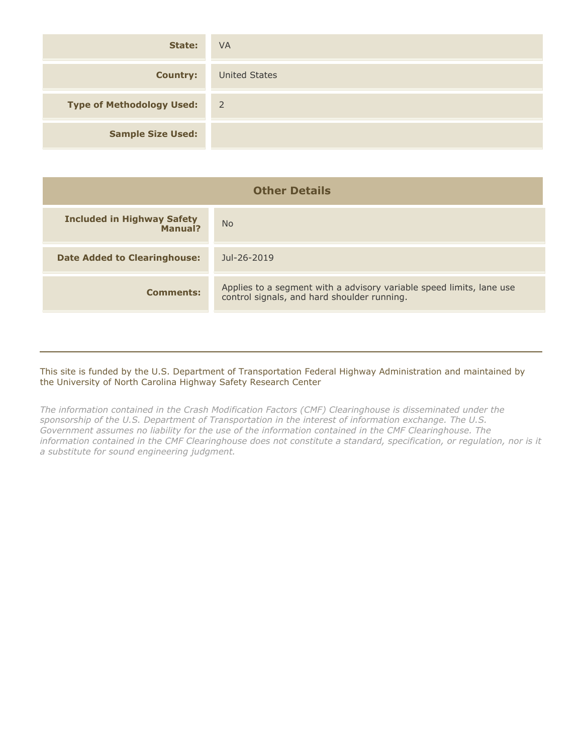| | |
|---|---|
| **State:** | VA |
| **Country:** | United States |
| **Type of Methodology Used:** | 2 |
| **Sample Size Used:** | |

## Other Details

| | |
|---|---|
| **Included in Highway Safety Manual?** | No |
| **Date Added to Clearinghouse:** | Jul-26-2019 |
| **Comments:** | Applies to a segment with a advisory variable speed limits, lane use control signals, and hard shoulder running. |

---

This site is funded by the U.S. Department of Transportation Federal Highway Administration and maintained by the University of North Carolina Highway Safety Research Center

*The information contained in the Crash Modification Factors (CMF) Clearinghouse is disseminated under the sponsorship of the U.S. Department of Transportation in the interest of information exchange. The U.S. Government assumes no liability for the use of the information contained in the CMF Clearinghouse. The information contained in the CMF Clearinghouse does not constitute a standard, specification, or regulation, nor is it a substitute for sound engineering judgment.*